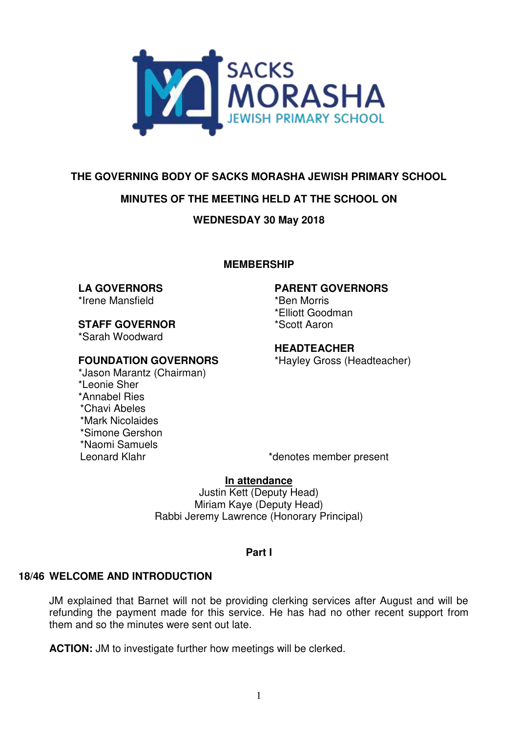SACKS MORASHA JEWISH PRIMARY SCHOOL

**THE GOVERNING BODY OF SACKS MORASHA JEWISH PRIMARY SCHOOL**

**MINUTES OF THE MEETING HELD AT THE SCHOOL ON**

**WEDNESDAY 30 May 2018**

**MEMBERSHIP**

**LA GOVERNORS**
*Irene Mansfield

**STAFF GOVERNOR**
*Sarah Woodward

**FOUNDATION GOVERNORS**
*Jason Marantz (Chairman)
*Leonie Sher
*Annabel Ries
*Chavi Abeles
*Mark Nicolaides
*Simone Gershon
*Naomi Samuels
Leonard Klahr

**PARENT GOVERNORS**
*Ben Morris
*Elliott Goodman
*Scott Aaron

**HEADTEACHER**
*Hayley Gross (Headteacher)

*denotes member present

**In attendance**
Justin Kett (Deputy Head)
Miriam Kaye (Deputy Head)
Rabbi Jeremy Lawrence (Honorary Principal)

**Part I**

## 18/46 WELCOME AND INTRODUCTION

JM explained that Barnet will not be providing clerking services after August and will be refunding the payment made for this service. He has had no other recent support from them and so the minutes were sent out late.

**ACTION:** JM to investigate further how meetings will be clerked.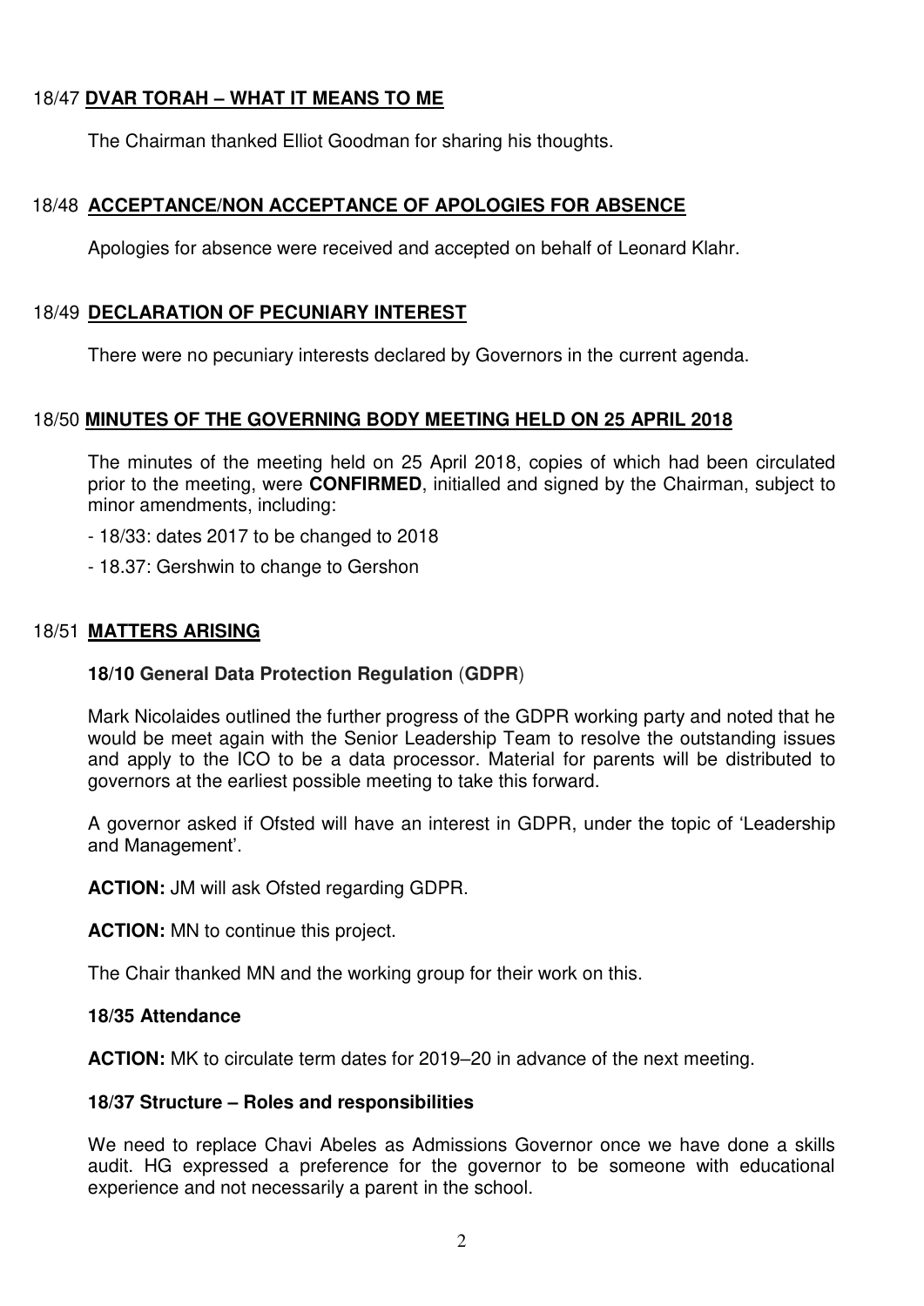## 18/47 DVAR TORAH – WHAT IT MEANS TO ME

The Chairman thanked Elliot Goodman for sharing his thoughts.

## 18/48 ACCEPTANCE/NON ACCEPTANCE OF APOLOGIES FOR ABSENCE

Apologies for absence were received and accepted on behalf of Leonard Klahr.

## 18/49 DECLARATION OF PECUNIARY INTEREST

There were no pecuniary interests declared by Governors in the current agenda.

## 18/50 MINUTES OF THE GOVERNING BODY MEETING HELD ON 25 APRIL 2018

The minutes of the meeting held on 25 April 2018, copies of which had been circulated prior to the meeting, were **CONFIRMED**, initialled and signed by the Chairman, subject to minor amendments, including:

- 18/33: dates 2017 to be changed to 2018
- 18.37: Gershwin to change to Gershon

## 18/51 MATTERS ARISING

### 18/10 General Data Protection Regulation (GDPR)

Mark Nicolaides outlined the further progress of the GDPR working party and noted that he would be meet again with the Senior Leadership Team to resolve the outstanding issues and apply to the ICO to be a data processor. Material for parents will be distributed to governors at the earliest possible meeting to take this forward.

A governor asked if Ofsted will have an interest in GDPR, under the topic of 'Leadership and Management'.

**ACTION:** JM will ask Ofsted regarding GDPR.

**ACTION:** MN to continue this project.

The Chair thanked MN and the working group for their work on this.

### 18/35 Attendance

**ACTION:** MK to circulate term dates for 2019–20 in advance of the next meeting.

### 18/37 Structure – Roles and responsibilities

We need to replace Chavi Abeles as Admissions Governor once we have done a skills audit. HG expressed a preference for the governor to be someone with educational experience and not necessarily a parent in the school.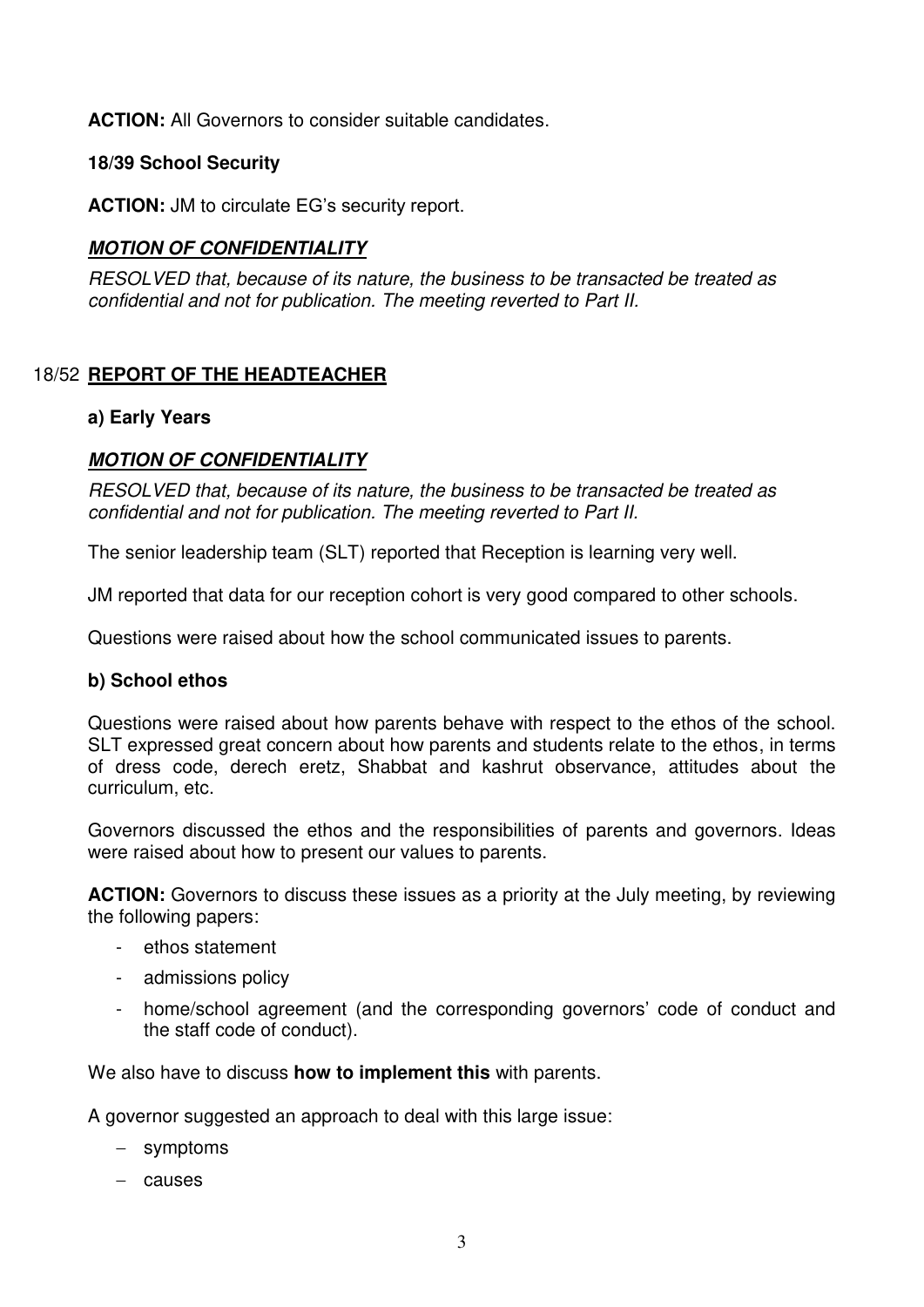**ACTION:** All Governors to consider suitable candidates.

**18/39 School Security**

**ACTION:** JM to circulate EG's security report.

***MOTION OF CONFIDENTIALITY***

*RESOLVED that, because of its nature, the business to be transacted be treated as confidential and not for publication. The meeting reverted to Part II.*

## 18/52 REPORT OF THE HEADTEACHER

**a) Early Years**

***MOTION OF CONFIDENTIALITY***

*RESOLVED that, because of its nature, the business to be transacted be treated as confidential and not for publication. The meeting reverted to Part II.*

The senior leadership team (SLT) reported that Reception is learning very well.

JM reported that data for our reception cohort is very good compared to other schools.

Questions were raised about how the school communicated issues to parents.

**b) School ethos**

Questions were raised about how parents behave with respect to the ethos of the school. SLT expressed great concern about how parents and students relate to the ethos, in terms of dress code, derech eretz, Shabbat and kashrut observance, attitudes about the curriculum, etc.

Governors discussed the ethos and the responsibilities of parents and governors. Ideas were raised about how to present our values to parents.

**ACTION:** Governors to discuss these issues as a priority at the July meeting, by reviewing the following papers:

- ethos statement
- admissions policy
- home/school agreement (and the corresponding governors' code of conduct and the staff code of conduct).

We also have to discuss **how to implement this** with parents.

A governor suggested an approach to deal with this large issue:

- symptoms
- causes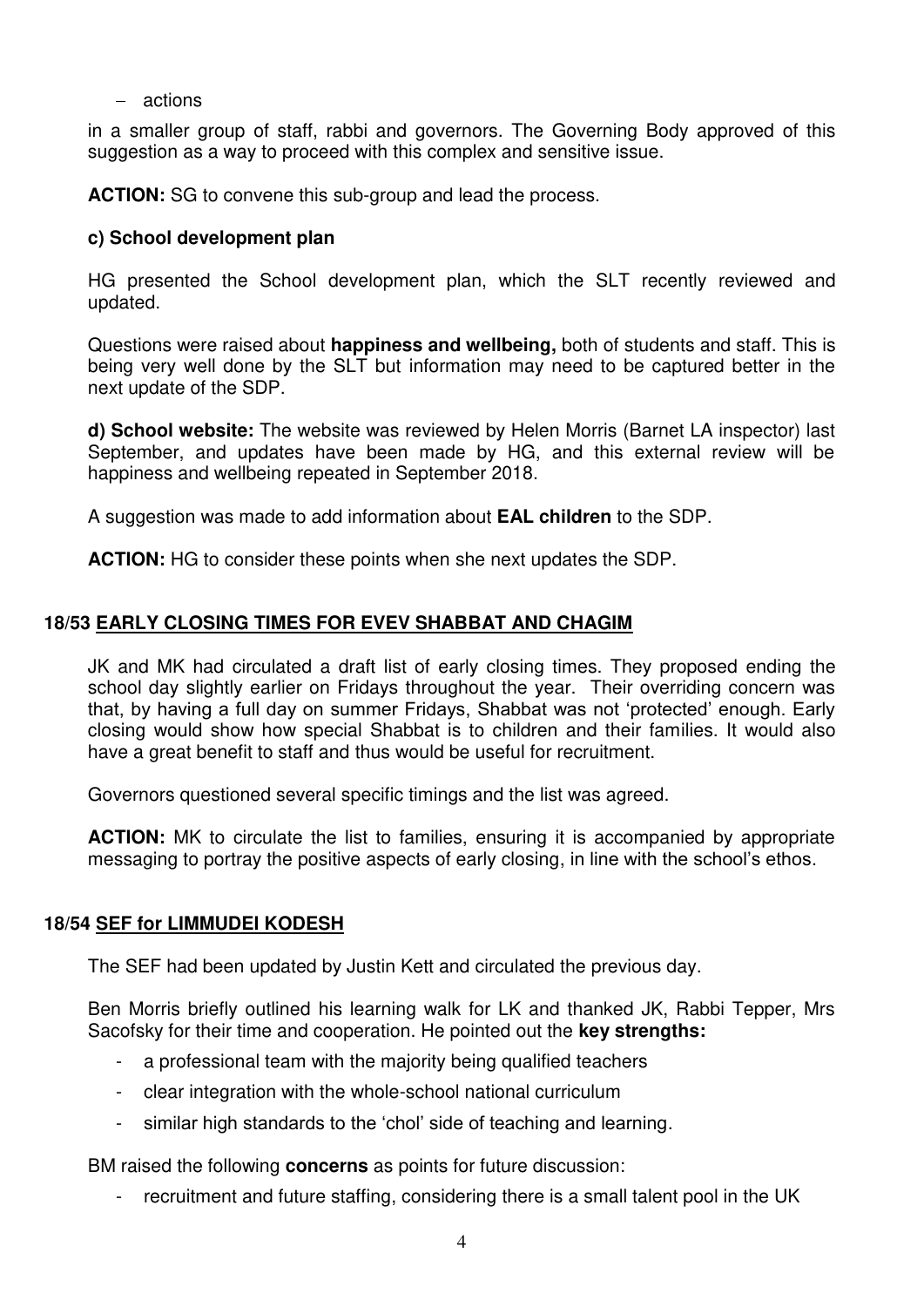– actions

in a smaller group of staff, rabbi and governors. The Governing Body approved of this suggestion as a way to proceed with this complex and sensitive issue.

**ACTION:** SG to convene this sub-group and lead the process.

**c) School development plan**

HG presented the School development plan, which the SLT recently reviewed and updated.

Questions were raised about **happiness and wellbeing,** both of students and staff. This is being very well done by the SLT but information may need to be captured better in the next update of the SDP.

**d) School website:** The website was reviewed by Helen Morris (Barnet LA inspector) last September, and updates have been made by HG, and this external review will be happiness and wellbeing repeated in September 2018.

A suggestion was made to add information about **EAL children** to the SDP.

**ACTION:** HG to consider these points when she next updates the SDP.

## 18/53 EARLY CLOSING TIMES FOR EVEV SHABBAT AND CHAGIM

JK and MK had circulated a draft list of early closing times. They proposed ending the school day slightly earlier on Fridays throughout the year. Their overriding concern was that, by having a full day on summer Fridays, Shabbat was not 'protected' enough. Early closing would show how special Shabbat is to children and their families. It would also have a great benefit to staff and thus would be useful for recruitment.

Governors questioned several specific timings and the list was agreed.

**ACTION:** MK to circulate the list to families, ensuring it is accompanied by appropriate messaging to portray the positive aspects of early closing, in line with the school's ethos.

## 18/54 SEF for LIMMUDEI KODESH

The SEF had been updated by Justin Kett and circulated the previous day.

Ben Morris briefly outlined his learning walk for LK and thanked JK, Rabbi Tepper, Mrs Sacofsky for their time and cooperation. He pointed out the **key strengths:**

- a professional team with the majority being qualified teachers
- clear integration with the whole-school national curriculum
- similar high standards to the 'chol' side of teaching and learning.

BM raised the following **concerns** as points for future discussion:

- recruitment and future staffing, considering there is a small talent pool in the UK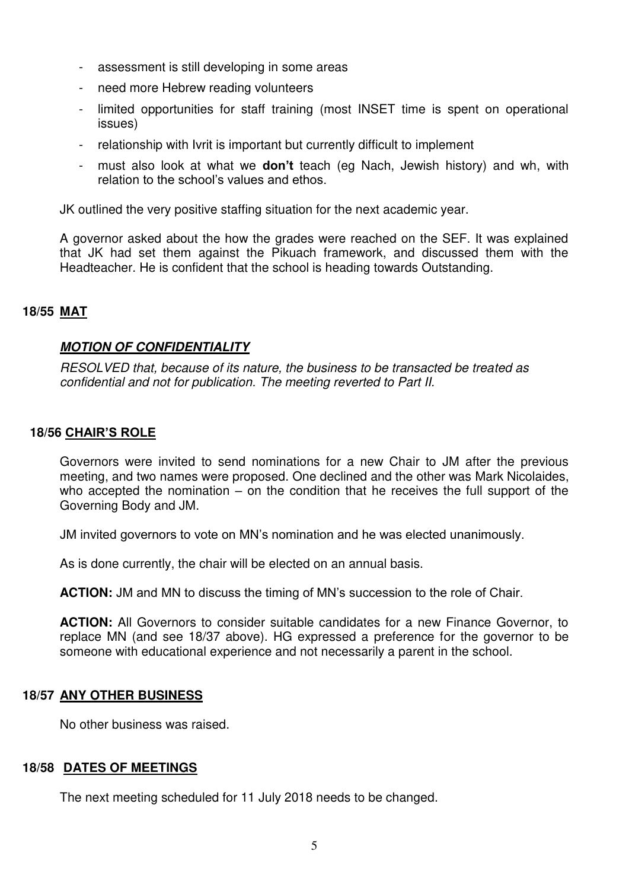- assessment is still developing in some areas
- need more Hebrew reading volunteers
- limited opportunities for staff training (most INSET time is spent on operational issues)
- relationship with Ivrit is important but currently difficult to implement
- must also look at what we **don't** teach (eg Nach, Jewish history) and wh, with relation to the school's values and ethos.

JK outlined the very positive staffing situation for the next academic year.

A governor asked about the how the grades were reached on the SEF. It was explained that JK had set them against the Pikuach framework, and discussed them with the Headteacher. He is confident that the school is heading towards Outstanding.

## 18/55 MAT

### *MOTION OF CONFIDENTIALITY*

*RESOLVED that, because of its nature, the business to be transacted be treated as confidential and not for publication. The meeting reverted to Part II.*

## 18/56 CHAIR'S ROLE

Governors were invited to send nominations for a new Chair to JM after the previous meeting, and two names were proposed. One declined and the other was Mark Nicolaides, who accepted the nomination – on the condition that he receives the full support of the Governing Body and JM.

JM invited governors to vote on MN's nomination and he was elected unanimously.

As is done currently, the chair will be elected on an annual basis.

**ACTION:** JM and MN to discuss the timing of MN's succession to the role of Chair.

**ACTION:** All Governors to consider suitable candidates for a new Finance Governor, to replace MN (and see 18/37 above). HG expressed a preference for the governor to be someone with educational experience and not necessarily a parent in the school.

## 18/57 ANY OTHER BUSINESS

No other business was raised.

## 18/58 DATES OF MEETINGS

The next meeting scheduled for 11 July 2018 needs to be changed.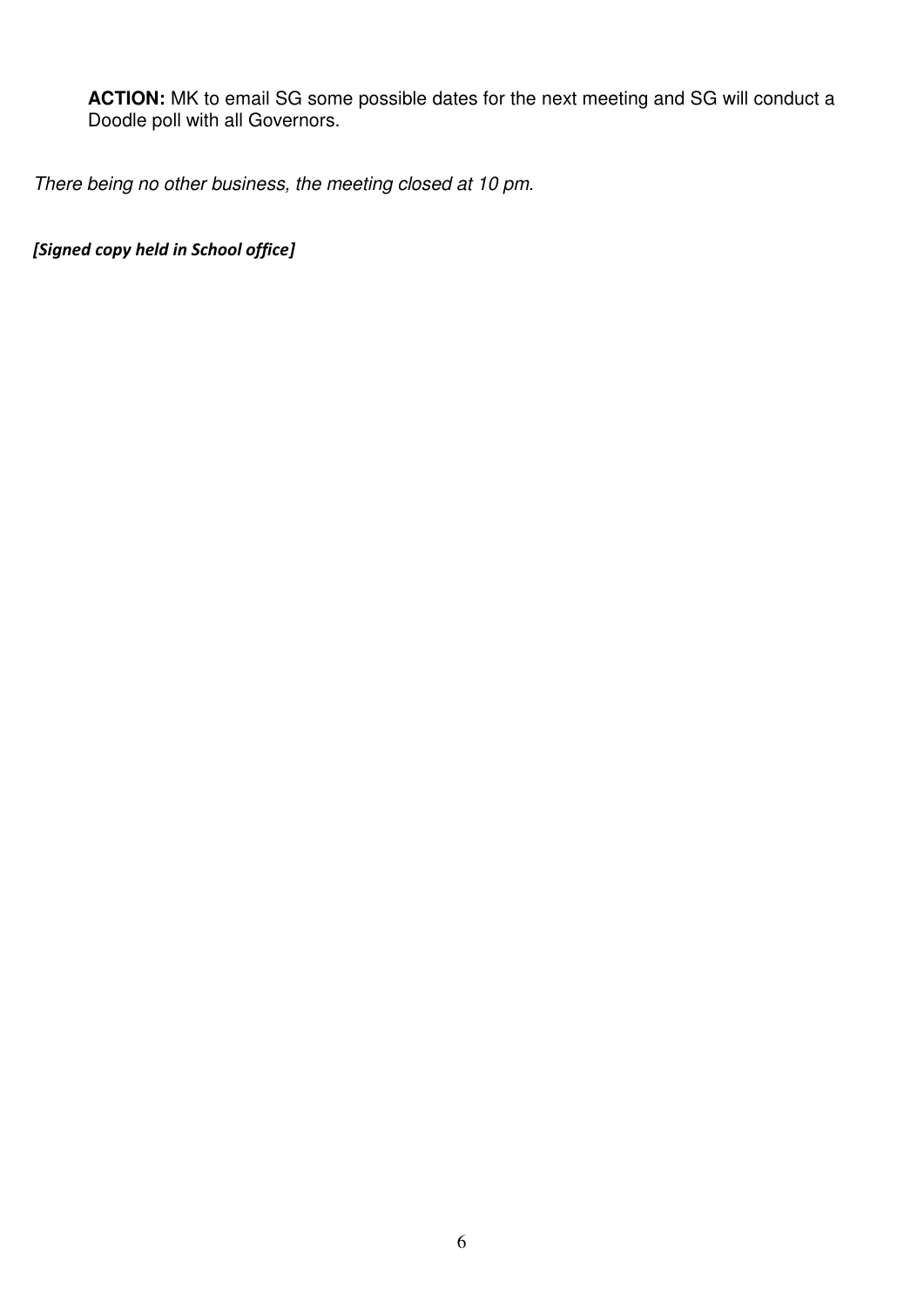**ACTION:** MK to email SG some possible dates for the next meeting and SG will conduct a Doodle poll with all Governors.

*There being no other business, the meeting closed at 10 pm.*

***[Signed copy held in School office]***